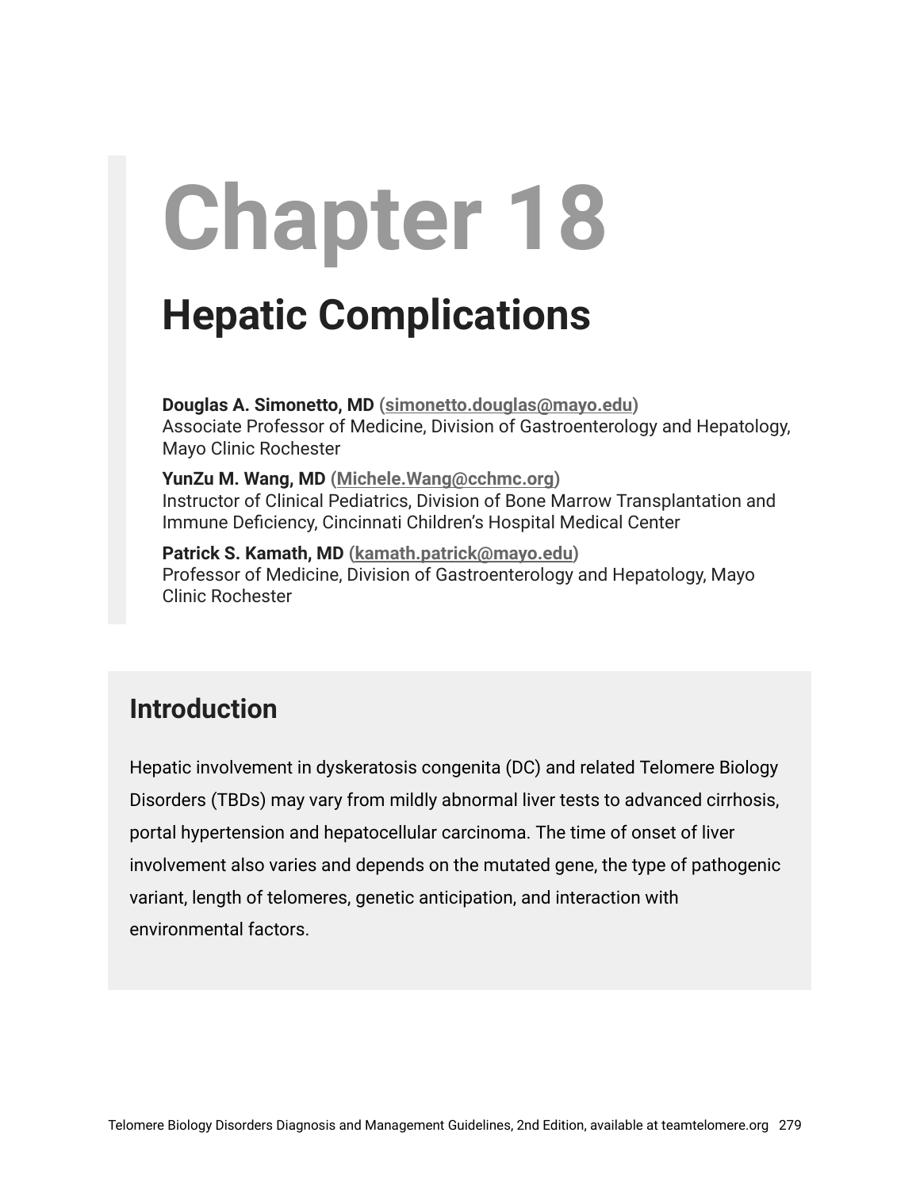# Chapter 18

## Hepatic Complications

**Douglas A. Simonetto, MD (simonetto.douglas@mayo.edu)**
Associate Professor of Medicine, Division of Gastroenterology and Hepatology, Mayo Clinic Rochester

**YunZu M. Wang, MD (Michele.Wang@cchmc.org)**
Instructor of Clinical Pediatrics, Division of Bone Marrow Transplantation and Immune Deficiency, Cincinnati Children's Hospital Medical Center

**Patrick S. Kamath, MD (kamath.patrick@mayo.edu)**
Professor of Medicine, Division of Gastroenterology and Hepatology, Mayo Clinic Rochester

### Introduction

Hepatic involvement in dyskeratosis congenita (DC) and related Telomere Biology Disorders (TBDs) may vary from mildly abnormal liver tests to advanced cirrhosis, portal hypertension and hepatocellular carcinoma. The time of onset of liver involvement also varies and depends on the mutated gene, the type of pathogenic variant, length of telomeres, genetic anticipation, and interaction with environmental factors.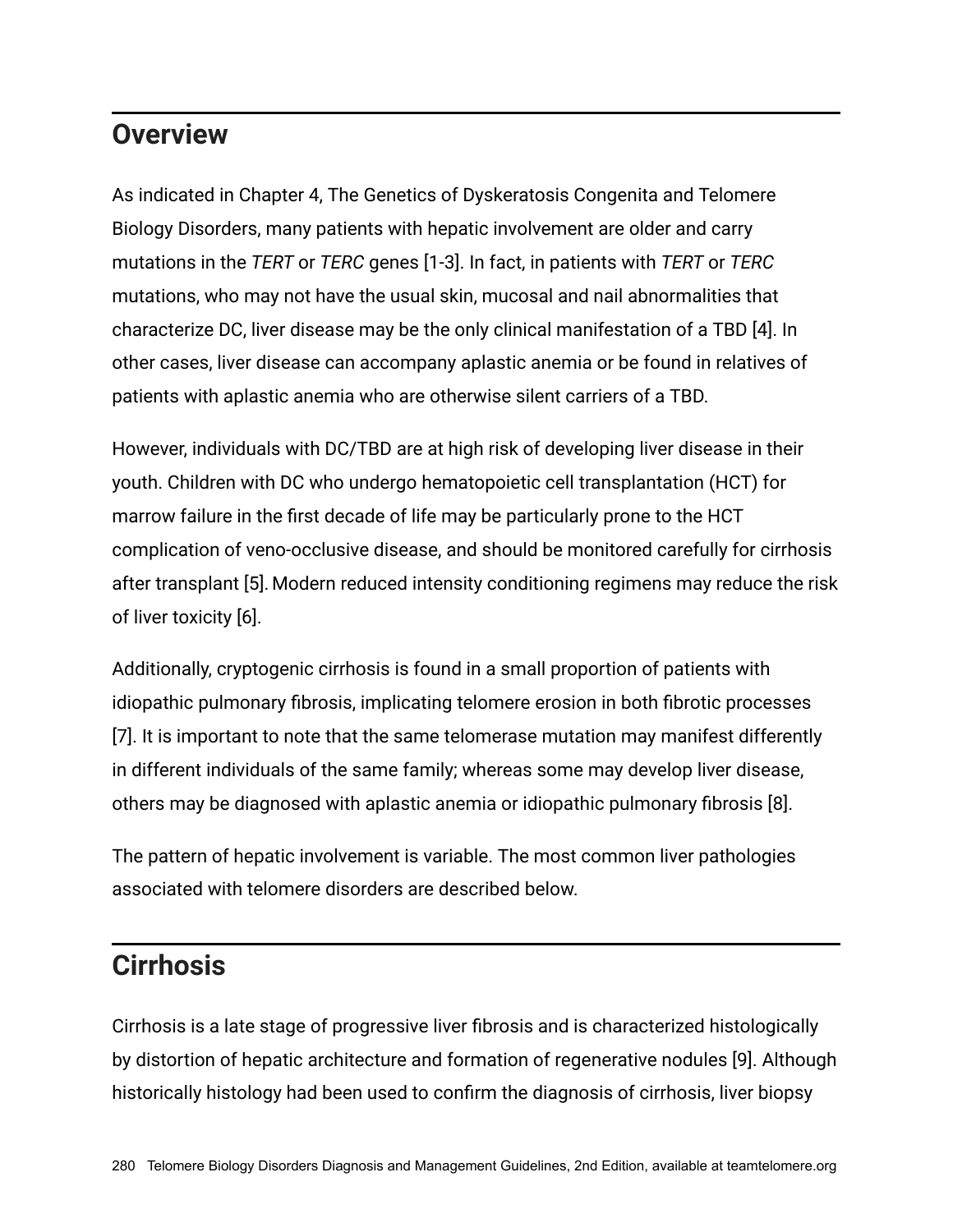## Overview

As indicated in Chapter 4, The Genetics of Dyskeratosis Congenita and Telomere Biology Disorders, many patients with hepatic involvement are older and carry mutations in the *TERT* or *TERC* genes [1-3]. In fact, in patients with *TERT* or *TERC* mutations, who may not have the usual skin, mucosal and nail abnormalities that characterize DC, liver disease may be the only clinical manifestation of a TBD [4]. In other cases, liver disease can accompany aplastic anemia or be found in relatives of patients with aplastic anemia who are otherwise silent carriers of a TBD.

However, individuals with DC/TBD are at high risk of developing liver disease in their youth. Children with DC who undergo hematopoietic cell transplantation (HCT) for marrow failure in the first decade of life may be particularly prone to the HCT complication of veno-occlusive disease, and should be monitored carefully for cirrhosis after transplant [5]. Modern reduced intensity conditioning regimens may reduce the risk of liver toxicity [6].

Additionally, cryptogenic cirrhosis is found in a small proportion of patients with idiopathic pulmonary fibrosis, implicating telomere erosion in both fibrotic processes [7]. It is important to note that the same telomerase mutation may manifest differently in different individuals of the same family; whereas some may develop liver disease, others may be diagnosed with aplastic anemia or idiopathic pulmonary fibrosis [8].

The pattern of hepatic involvement is variable. The most common liver pathologies associated with telomere disorders are described below.

## Cirrhosis

Cirrhosis is a late stage of progressive liver fibrosis and is characterized histologically by distortion of hepatic architecture and formation of regenerative nodules [9]. Although historically histology had been used to confirm the diagnosis of cirrhosis, liver biopsy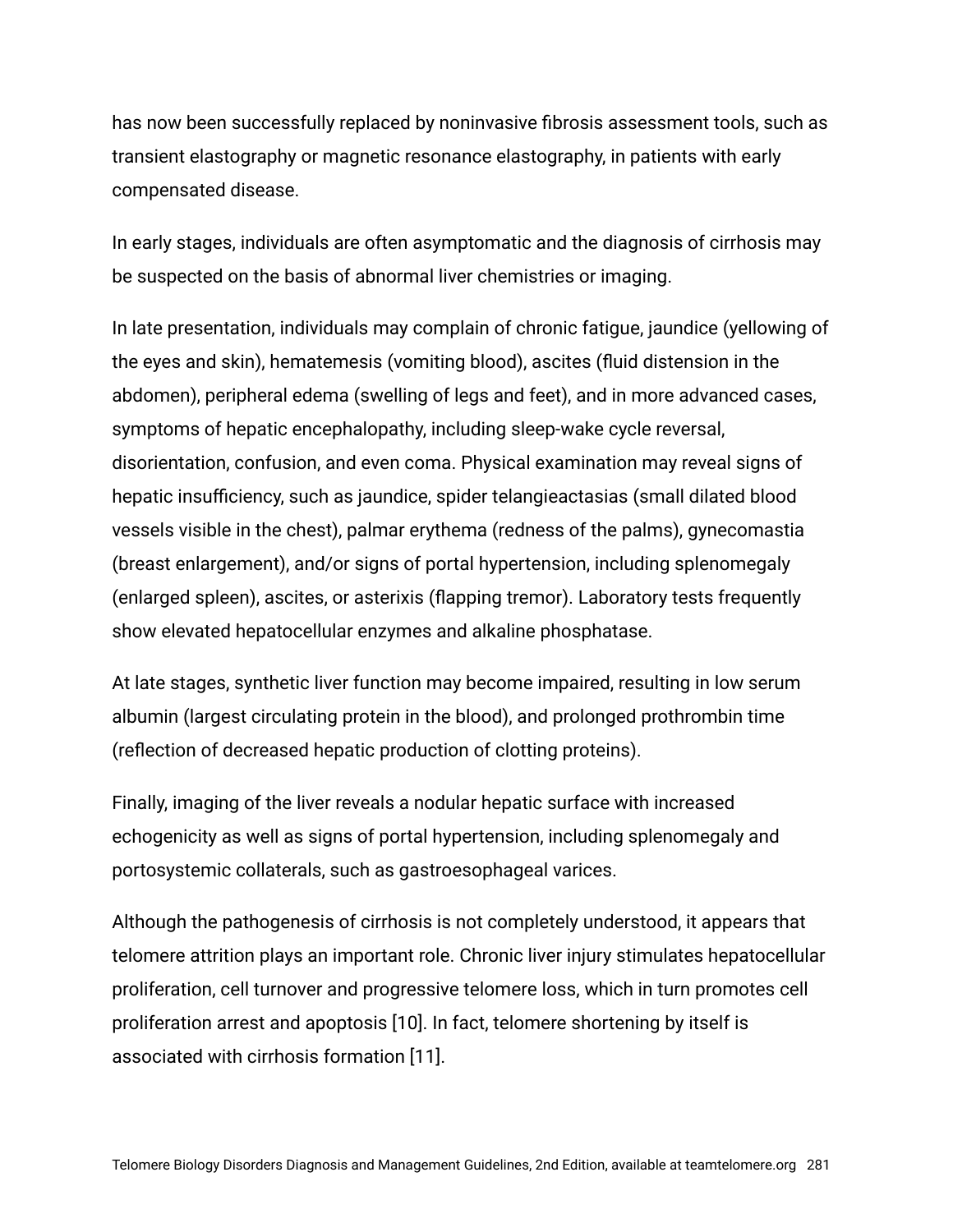has now been successfully replaced by noninvasive fibrosis assessment tools, such as transient elastography or magnetic resonance elastography, in patients with early compensated disease.

In early stages, individuals are often asymptomatic and the diagnosis of cirrhosis may be suspected on the basis of abnormal liver chemistries or imaging.

In late presentation, individuals may complain of chronic fatigue, jaundice (yellowing of the eyes and skin), hematemesis (vomiting blood), ascites (fluid distension in the abdomen), peripheral edema (swelling of legs and feet), and in more advanced cases, symptoms of hepatic encephalopathy, including sleep-wake cycle reversal, disorientation, confusion, and even coma. Physical examination may reveal signs of hepatic insufficiency, such as jaundice, spider telangieactasias (small dilated blood vessels visible in the chest), palmar erythema (redness of the palms), gynecomastia (breast enlargement), and/or signs of portal hypertension, including splenomegaly (enlarged spleen), ascites, or asterixis (flapping tremor). Laboratory tests frequently show elevated hepatocellular enzymes and alkaline phosphatase.

At late stages, synthetic liver function may become impaired, resulting in low serum albumin (largest circulating protein in the blood), and prolonged prothrombin time (reflection of decreased hepatic production of clotting proteins).

Finally, imaging of the liver reveals a nodular hepatic surface with increased echogenicity as well as signs of portal hypertension, including splenomegaly and portosystemic collaterals, such as gastroesophageal varices.

Although the pathogenesis of cirrhosis is not completely understood, it appears that telomere attrition plays an important role. Chronic liver injury stimulates hepatocellular proliferation, cell turnover and progressive telomere loss, which in turn promotes cell proliferation arrest and apoptosis [10]. In fact, telomere shortening by itself is associated with cirrhosis formation [11].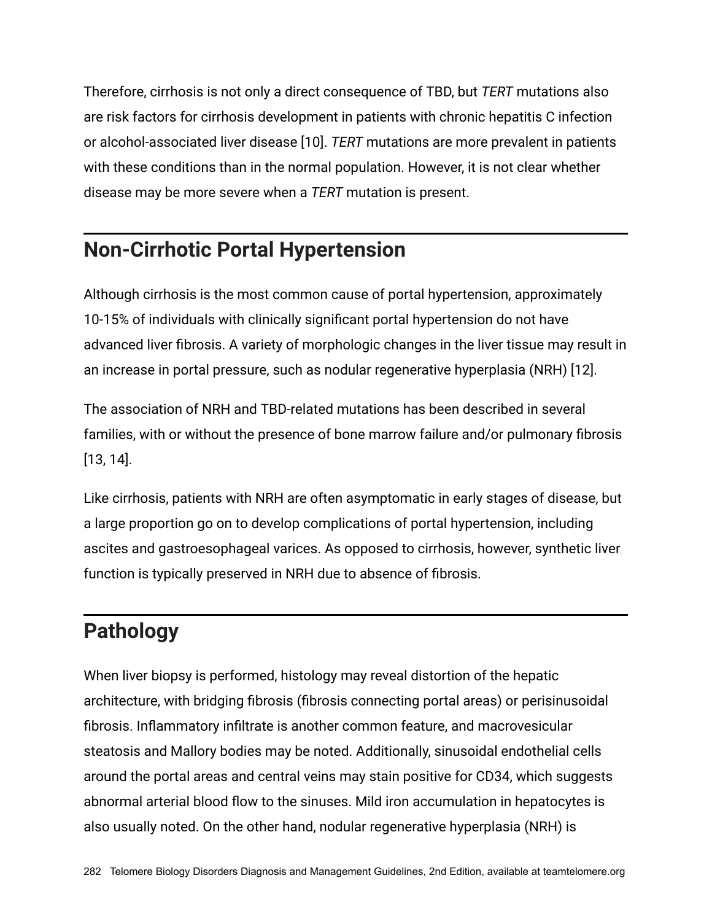Therefore, cirrhosis is not only a direct consequence of TBD, but *TERT* mutations also are risk factors for cirrhosis development in patients with chronic hepatitis C infection or alcohol-associated liver disease [10]. *TERT* mutations are more prevalent in patients with these conditions than in the normal population. However, it is not clear whether disease may be more severe when a *TERT* mutation is present.

## Non-Cirrhotic Portal Hypertension

Although cirrhosis is the most common cause of portal hypertension, approximately 10-15% of individuals with clinically significant portal hypertension do not have advanced liver fibrosis. A variety of morphologic changes in the liver tissue may result in an increase in portal pressure, such as nodular regenerative hyperplasia (NRH) [12].

The association of NRH and TBD-related mutations has been described in several families, with or without the presence of bone marrow failure and/or pulmonary fibrosis [13, 14].

Like cirrhosis, patients with NRH are often asymptomatic in early stages of disease, but a large proportion go on to develop complications of portal hypertension, including ascites and gastroesophageal varices. As opposed to cirrhosis, however, synthetic liver function is typically preserved in NRH due to absence of fibrosis.

## Pathology

When liver biopsy is performed, histology may reveal distortion of the hepatic architecture, with bridging fibrosis (fibrosis connecting portal areas) or perisinusoidal fibrosis. Inflammatory infiltrate is another common feature, and macrovesicular steatosis and Mallory bodies may be noted. Additionally, sinusoidal endothelial cells around the portal areas and central veins may stain positive for CD34, which suggests abnormal arterial blood flow to the sinuses. Mild iron accumulation in hepatocytes is also usually noted. On the other hand, nodular regenerative hyperplasia (NRH) is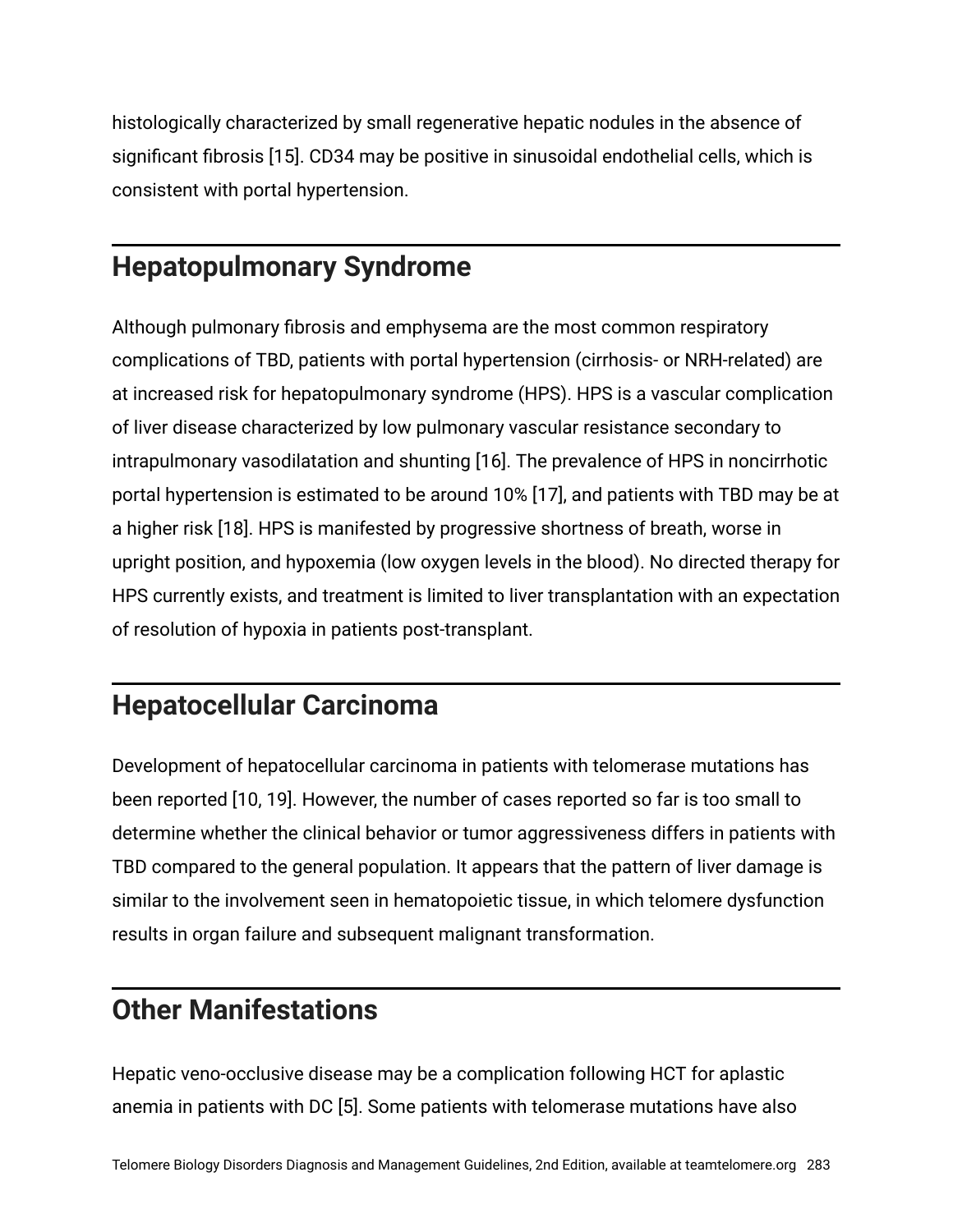histologically characterized by small regenerative hepatic nodules in the absence of significant fibrosis [15]. CD34 may be positive in sinusoidal endothelial cells, which is consistent with portal hypertension.

## Hepatopulmonary Syndrome

Although pulmonary fibrosis and emphysema are the most common respiratory complications of TBD, patients with portal hypertension (cirrhosis- or NRH-related) are at increased risk for hepatopulmonary syndrome (HPS). HPS is a vascular complication of liver disease characterized by low pulmonary vascular resistance secondary to intrapulmonary vasodilatation and shunting [16]. The prevalence of HPS in noncirrhotic portal hypertension is estimated to be around 10% [17], and patients with TBD may be at a higher risk [18]. HPS is manifested by progressive shortness of breath, worse in upright position, and hypoxemia (low oxygen levels in the blood). No directed therapy for HPS currently exists, and treatment is limited to liver transplantation with an expectation of resolution of hypoxia in patients post-transplant.

## Hepatocellular Carcinoma

Development of hepatocellular carcinoma in patients with telomerase mutations has been reported [10, 19]. However, the number of cases reported so far is too small to determine whether the clinical behavior or tumor aggressiveness differs in patients with TBD compared to the general population. It appears that the pattern of liver damage is similar to the involvement seen in hematopoietic tissue, in which telomere dysfunction results in organ failure and subsequent malignant transformation.

## Other Manifestations

Hepatic veno-occlusive disease may be a complication following HCT for aplastic anemia in patients with DC [5]. Some patients with telomerase mutations have also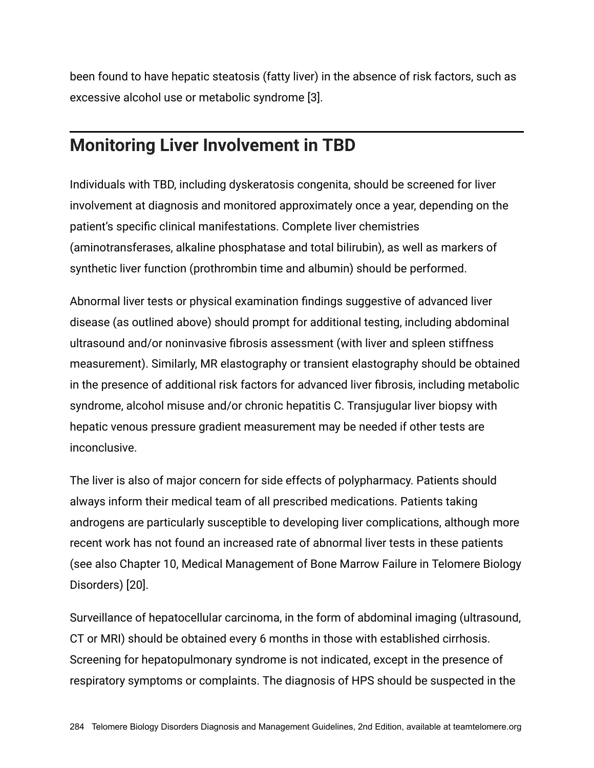been found to have hepatic steatosis (fatty liver) in the absence of risk factors, such as excessive alcohol use or metabolic syndrome [3].

## Monitoring Liver Involvement in TBD

Individuals with TBD, including dyskeratosis congenita, should be screened for liver involvement at diagnosis and monitored approximately once a year, depending on the patient's specific clinical manifestations. Complete liver chemistries (aminotransferases, alkaline phosphatase and total bilirubin), as well as markers of synthetic liver function (prothrombin time and albumin) should be performed.

Abnormal liver tests or physical examination findings suggestive of advanced liver disease (as outlined above) should prompt for additional testing, including abdominal ultrasound and/or noninvasive fibrosis assessment (with liver and spleen stiffness measurement). Similarly, MR elastography or transient elastography should be obtained in the presence of additional risk factors for advanced liver fibrosis, including metabolic syndrome, alcohol misuse and/or chronic hepatitis C. Transjugular liver biopsy with hepatic venous pressure gradient measurement may be needed if other tests are inconclusive.

The liver is also of major concern for side effects of polypharmacy. Patients should always inform their medical team of all prescribed medications. Patients taking androgens are particularly susceptible to developing liver complications, although more recent work has not found an increased rate of abnormal liver tests in these patients (see also Chapter 10, Medical Management of Bone Marrow Failure in Telomere Biology Disorders) [20].

Surveillance of hepatocellular carcinoma, in the form of abdominal imaging (ultrasound, CT or MRI) should be obtained every 6 months in those with established cirrhosis. Screening for hepatopulmonary syndrome is not indicated, except in the presence of respiratory symptoms or complaints. The diagnosis of HPS should be suspected in the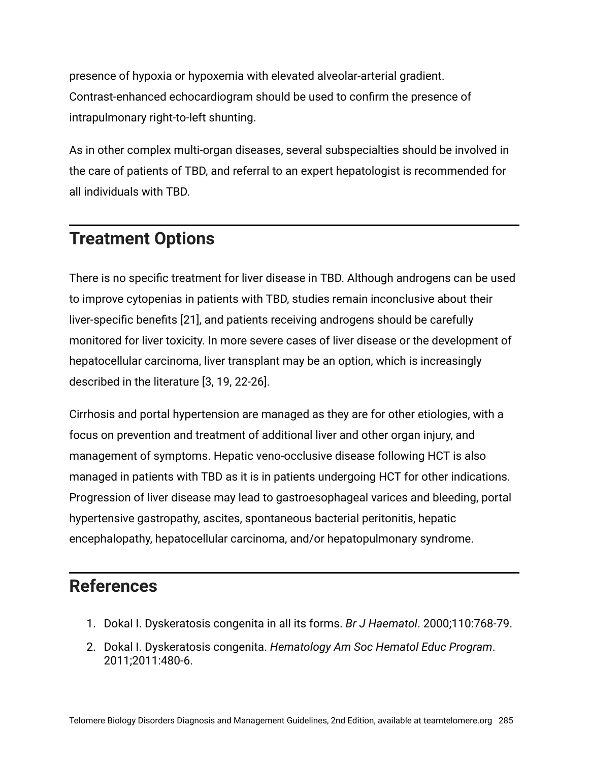presence of hypoxia or hypoxemia with elevated alveolar-arterial gradient. Contrast-enhanced echocardiogram should be used to confirm the presence of intrapulmonary right-to-left shunting.

As in other complex multi-organ diseases, several subspecialties should be involved in the care of patients of TBD, and referral to an expert hepatologist is recommended for all individuals with TBD.

## Treatment Options

There is no specific treatment for liver disease in TBD. Although androgens can be used to improve cytopenias in patients with TBD, studies remain inconclusive about their liver-specific benefits [21], and patients receiving androgens should be carefully monitored for liver toxicity. In more severe cases of liver disease or the development of hepatocellular carcinoma, liver transplant may be an option, which is increasingly described in the literature [3, 19, 22-26].

Cirrhosis and portal hypertension are managed as they are for other etiologies, with a focus on prevention and treatment of additional liver and other organ injury, and management of symptoms. Hepatic veno-occlusive disease following HCT is also managed in patients with TBD as it is in patients undergoing HCT for other indications. Progression of liver disease may lead to gastroesophageal varices and bleeding, portal hypertensive gastropathy, ascites, spontaneous bacterial peritonitis, hepatic encephalopathy, hepatocellular carcinoma, and/or hepatopulmonary syndrome.

## References

1. Dokal I. Dyskeratosis congenita in all its forms. *Br J Haematol*. 2000;110:768-79.
2. Dokal I. Dyskeratosis congenita. *Hematology Am Soc Hematol Educ Program*. 2011;2011:480-6.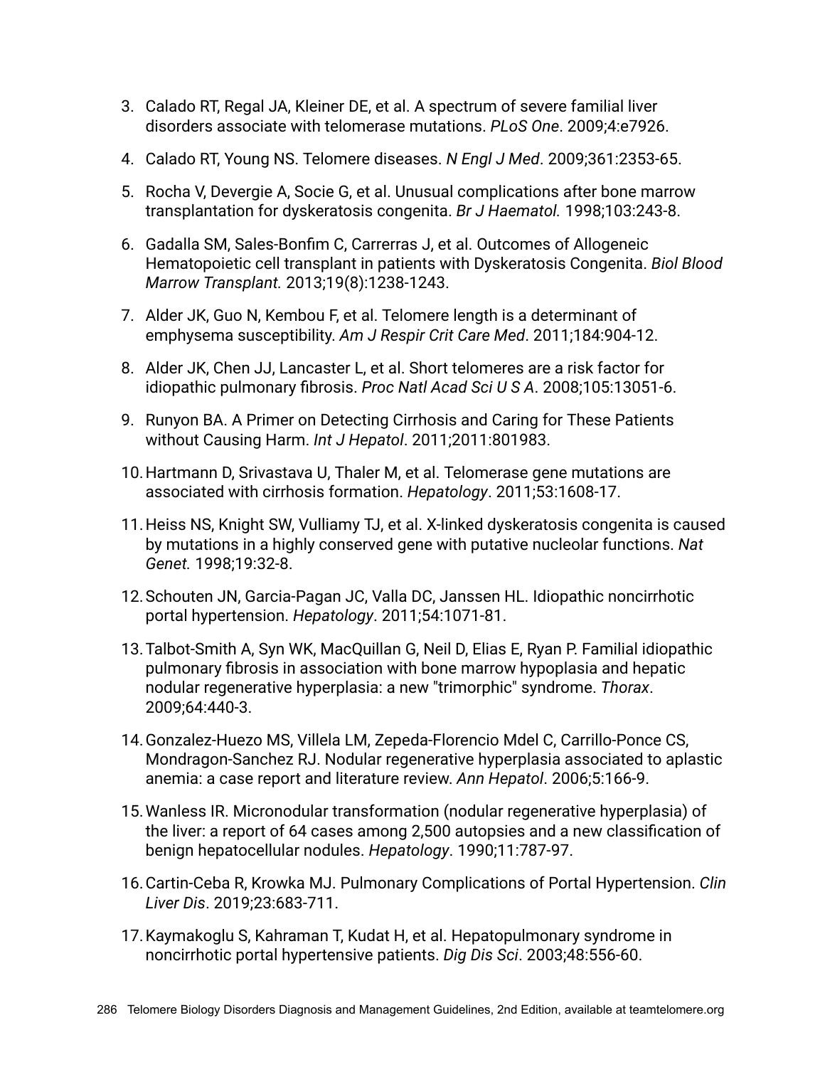3. Calado RT, Regal JA, Kleiner DE, et al. A spectrum of severe familial liver disorders associate with telomerase mutations. *PLoS One*. 2009;4:e7926.
4. Calado RT, Young NS. Telomere diseases. *N Engl J Med*. 2009;361:2353-65.
5. Rocha V, Devergie A, Socie G, et al. Unusual complications after bone marrow transplantation for dyskeratosis congenita. *Br J Haematol.* 1998;103:243-8.
6. Gadalla SM, Sales-Bonfim C, Carrerras J, et al. Outcomes of Allogeneic Hematopoietic cell transplant in patients with Dyskeratosis Congenita. *Biol Blood Marrow Transplant.* 2013;19(8):1238-1243.
7. Alder JK, Guo N, Kembou F, et al. Telomere length is a determinant of emphysema susceptibility. *Am J Respir Crit Care Med*. 2011;184:904-12.
8. Alder JK, Chen JJ, Lancaster L, et al. Short telomeres are a risk factor for idiopathic pulmonary fibrosis. *Proc Natl Acad Sci U S A*. 2008;105:13051-6.
9. Runyon BA. A Primer on Detecting Cirrhosis and Caring for These Patients without Causing Harm. *Int J Hepatol*. 2011;2011:801983.
10. Hartmann D, Srivastava U, Thaler M, et al. Telomerase gene mutations are associated with cirrhosis formation. *Hepatology*. 2011;53:1608-17.
11. Heiss NS, Knight SW, Vulliamy TJ, et al. X-linked dyskeratosis congenita is caused by mutations in a highly conserved gene with putative nucleolar functions. *Nat Genet.* 1998;19:32-8.
12. Schouten JN, Garcia-Pagan JC, Valla DC, Janssen HL. Idiopathic noncirrhotic portal hypertension. *Hepatology*. 2011;54:1071-81.
13. Talbot-Smith A, Syn WK, MacQuillan G, Neil D, Elias E, Ryan P. Familial idiopathic pulmonary fibrosis in association with bone marrow hypoplasia and hepatic nodular regenerative hyperplasia: a new "trimorphic" syndrome. *Thorax*. 2009;64:440-3.
14. Gonzalez-Huezo MS, Villela LM, Zepeda-Florencio Mdel C, Carrillo-Ponce CS, Mondragon-Sanchez RJ. Nodular regenerative hyperplasia associated to aplastic anemia: a case report and literature review. *Ann Hepatol*. 2006;5:166-9.
15. Wanless IR. Micronodular transformation (nodular regenerative hyperplasia) of the liver: a report of 64 cases among 2,500 autopsies and a new classification of benign hepatocellular nodules. *Hepatology*. 1990;11:787-97.
16. Cartin-Ceba R, Krowka MJ. Pulmonary Complications of Portal Hypertension. *Clin Liver Dis*. 2019;23:683-711.
17. Kaymakoglu S, Kahraman T, Kudat H, et al. Hepatopulmonary syndrome in noncirrhotic portal hypertensive patients. *Dig Dis Sci*. 2003;48:556-60.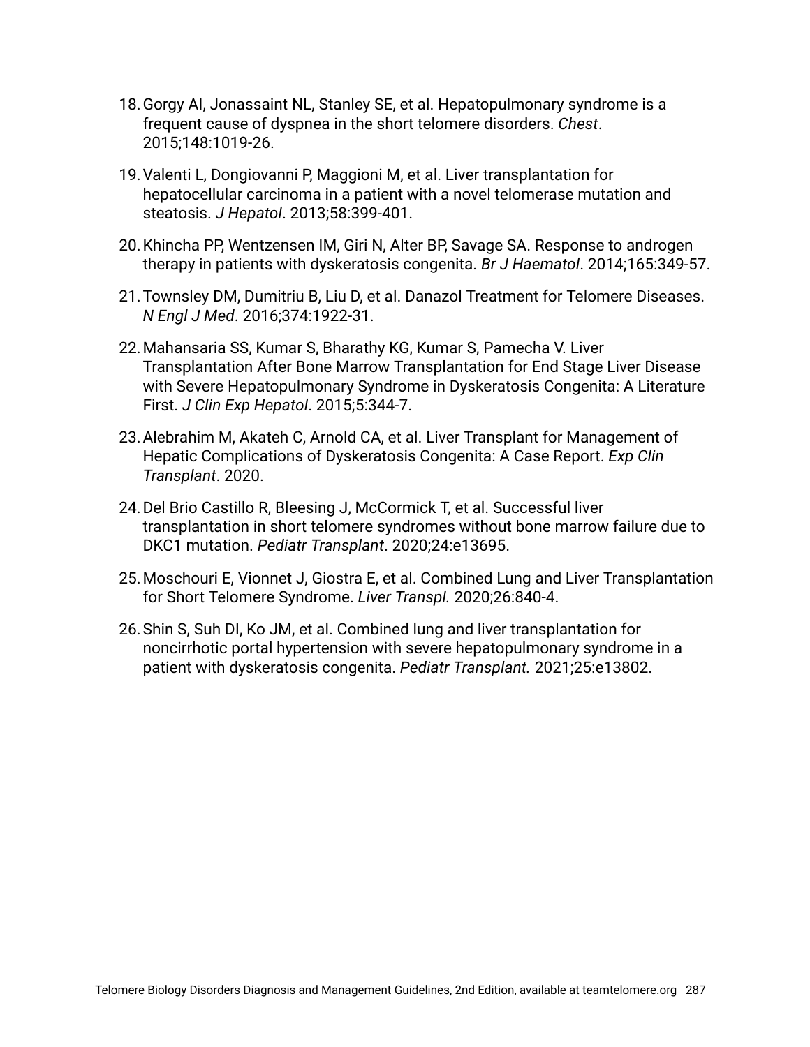18. Gorgy AI, Jonassaint NL, Stanley SE, et al. Hepatopulmonary syndrome is a frequent cause of dyspnea in the short telomere disorders. *Chest*. 2015;148:1019-26.

19. Valenti L, Dongiovanni P, Maggioni M, et al. Liver transplantation for hepatocellular carcinoma in a patient with a novel telomerase mutation and steatosis. *J Hepatol*. 2013;58:399-401.

20. Khincha PP, Wentzensen IM, Giri N, Alter BP, Savage SA. Response to androgen therapy in patients with dyskeratosis congenita. *Br J Haematol*. 2014;165:349-57.

21. Townsley DM, Dumitriu B, Liu D, et al. Danazol Treatment for Telomere Diseases. *N Engl J Med*. 2016;374:1922-31.

22. Mahansaria SS, Kumar S, Bharathy KG, Kumar S, Pamecha V. Liver Transplantation After Bone Marrow Transplantation for End Stage Liver Disease with Severe Hepatopulmonary Syndrome in Dyskeratosis Congenita: A Literature First. *J Clin Exp Hepatol*. 2015;5:344-7.

23. Alebrahim M, Akateh C, Arnold CA, et al. Liver Transplant for Management of Hepatic Complications of Dyskeratosis Congenita: A Case Report. *Exp Clin Transplant*. 2020.

24. Del Brio Castillo R, Bleesing J, McCormick T, et al. Successful liver transplantation in short telomere syndromes without bone marrow failure due to DKC1 mutation. *Pediatr Transplant*. 2020;24:e13695.

25. Moschouri E, Vionnet J, Giostra E, et al. Combined Lung and Liver Transplantation for Short Telomere Syndrome. *Liver Transpl.* 2020;26:840-4.

26. Shin S, Suh DI, Ko JM, et al. Combined lung and liver transplantation for noncirrhotic portal hypertension with severe hepatopulmonary syndrome in a patient with dyskeratosis congenita. *Pediatr Transplant.* 2021;25:e13802.